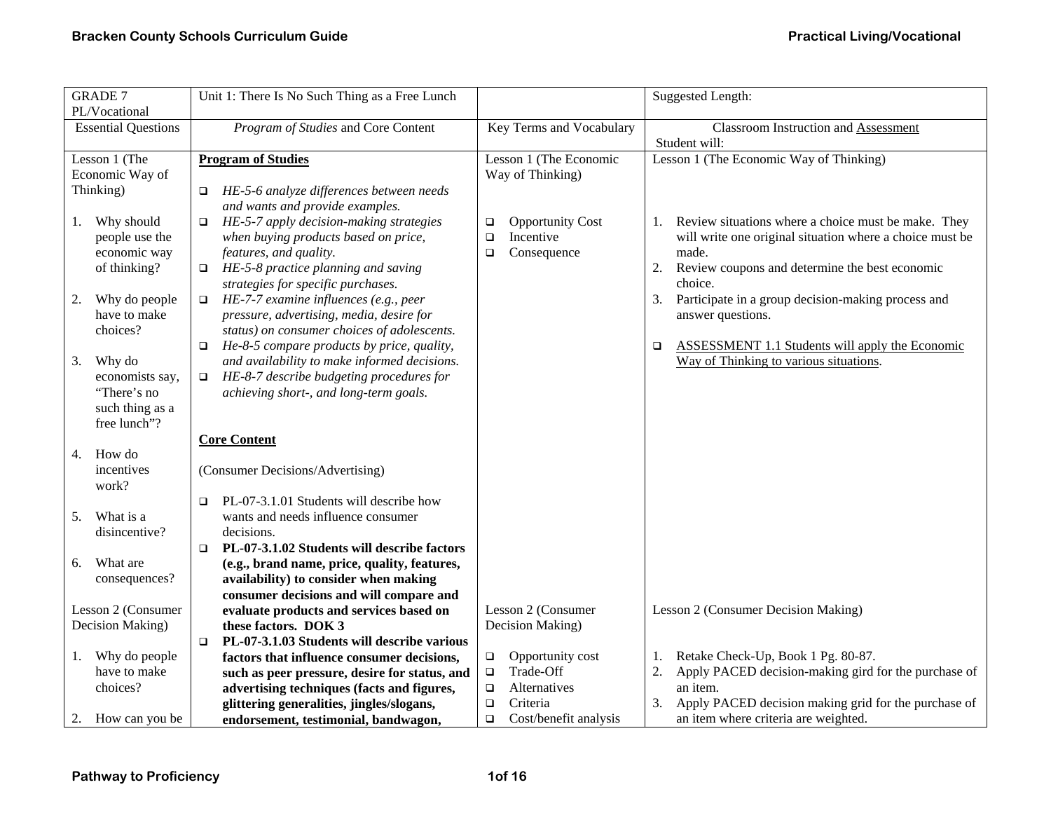| GRADE 7 PL/Vocational | Unit 1: There Is No Such Thing as a Free Lunch | | Suggested Length: |
|---|---|---|---|
| Essential Questions | *Program of Studies* and Core Content | Key Terms and Vocabulary | Classroom Instruction and <u>Assessment</u> Student will: |
| Lesson 1 (The Economic Way of Thinking)<br><br>1. Why should people use the economic way of thinking?<br><br>2. Why do people have to make choices?<br><br>3. Why do economists say, "There's no such thing as a free lunch"?<br><br>4. How do incentives work?<br><br>5. What is a disincentive?<br><br>6. What are consequences?<br><br>Lesson 2 (Consumer Decision Making)<br><br>1. Why do people have to make choices?<br><br>2. How can you be | **<u>Program of Studies</u>**<br><br>❑ *HE-5-6 analyze differences between needs and wants and provide examples.*<br>❑ *HE-5-7 apply decision-making strategies when buying products based on price, features, and quality.*<br>❑ *HE-5-8 practice planning and saving strategies for specific purchases.*<br>❑ *HE-7-7 examine influences (e.g., peer pressure, advertising, media, desire for status) on consumer choices of adolescents.*<br>❑ *He-8-5 compare products by price, quality, and availability to make informed decisions.*<br>❑ *HE-8-7 describe budgeting procedures for achieving short-, and long-term goals.*<br><br>**<u>Core Content</u>**<br><br>(Consumer Decisions/Advertising)<br><br>❑ PL-07-3.1.01 Students will describe how wants and needs influence consumer decisions.<br>❑ **PL-07-3.1.02 Students will describe factors (e.g., brand name, price, quality, features, availability) to consider when making consumer decisions and will compare and evaluate products and services based on these factors. DOK 3**<br>❑ **PL-07-3.1.03 Students will describe various factors that influence consumer decisions, such as peer pressure, desire for status, and advertising techniques (facts and figures, glittering generalities, jingles/slogans, endorsement, testimonial, bandwagon,** | Lesson 1 (The Economic Way of Thinking)<br><br>❑ Opportunity Cost<br>❑ Incentive<br>❑ Consequence<br><br><br><br><br><br><br><br><br><br><br><br><br><br><br>Lesson 2 (Consumer Decision Making)<br><br>❑ Opportunity cost<br>❑ Trade-Off<br>❑ Alternatives<br>❑ Criteria<br>❑ Cost/benefit analysis | Lesson 1 (The Economic Way of Thinking)<br><br>1. Review situations where a choice must be make. They will write one original situation where a choice must be made.<br>2. Review coupons and determine the best economic choice.<br>3. Participate in a group decision-making process and answer questions.<br><br>❑ <u>ASSESSMENT 1.1 Students will apply the Economic Way of Thinking to various situations</u>.<br><br><br><br><br><br><br><br><br><br><br><br><br>Lesson 2 (Consumer Decision Making)<br><br>1. Retake Check-Up, Book 1 Pg. 80-87.<br>2. Apply PACED decision-making gird for the purchase of an item.<br>3. Apply PACED decision making grid for the purchase of an item where criteria are weighted. |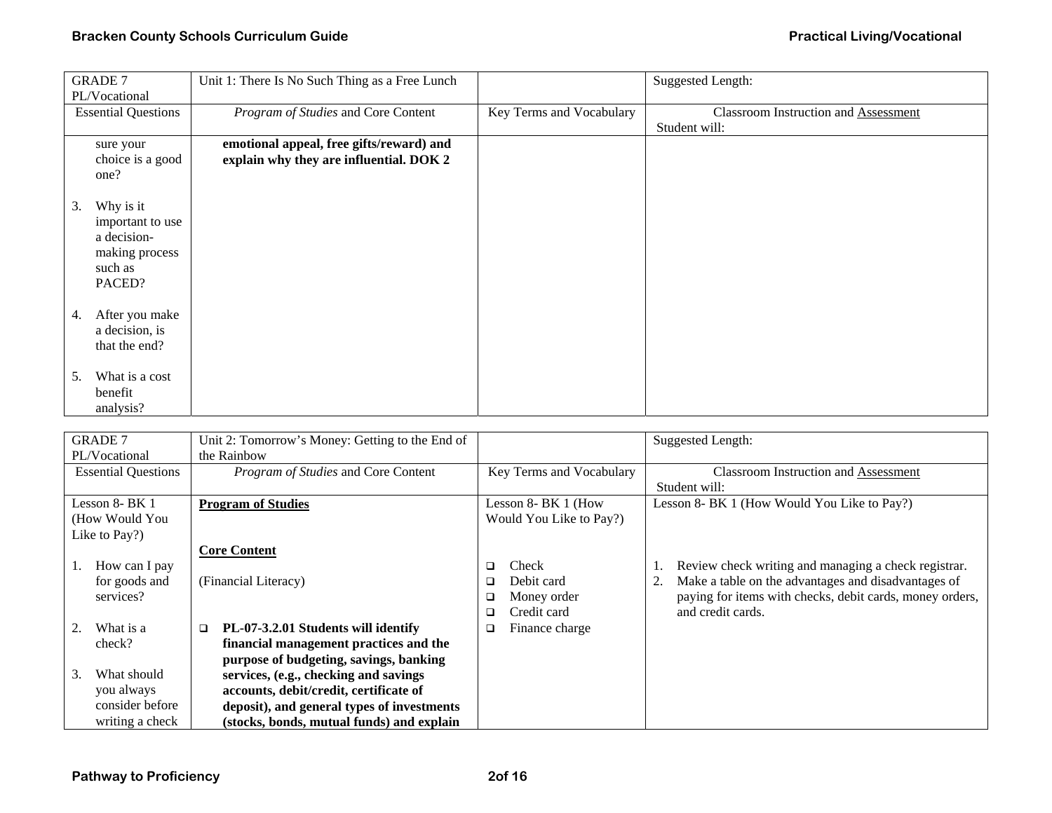| GRADE 7 PL/Vocational | Unit 1: There Is No Such Thing as a Free Lunch | | Suggested Length: |
|---|---|---|---|
| Essential Questions | *Program of Studies* and Core Content | Key Terms and Vocabulary | Classroom Instruction and Assessment<br>Student will: |
| sure your choice is a good one?<br><br>3. Why is it important to use a decision-making process such as PACED?<br><br>4. After you make a decision, is that the end?<br><br>5. What is a cost benefit analysis? | **emotional appeal, free gifts/reward) and explain why they are influential. DOK 2** | | |

| GRADE 7 PL/Vocational | Unit 2: Tomorrow's Money: Getting to the End of the Rainbow | | Suggested Length: |
|---|---|---|---|
| Essential Questions | *Program of Studies* and Core Content | Key Terms and Vocabulary | Classroom Instruction and Assessment<br>Student will: |
| Lesson 8- BK 1 (How Would You Like to Pay?)<br><br>1. How can I pay for goods and services?<br><br>2. What is a check?<br><br>3. What should you always consider before writing a check | **Program of Studies**<br><br>**Core Content**<br><br>(Financial Literacy)<br><br>❑ **PL-07-3.2.01 Students will identify financial management practices and the purpose of budgeting, savings, banking services, (e.g., checking and savings accounts, debit/credit, certificate of deposit), and general types of investments (stocks, bonds, mutual funds) and explain** | Lesson 8- BK 1 (How Would You Like to Pay?)<br><br>❑ Check<br>❑ Debit card<br>❑ Money order<br>❑ Credit card<br>❑ Finance charge | Lesson 8- BK 1 (How Would You Like to Pay?)<br><br>1. Review check writing and managing a check registrar.<br>2. Make a table on the advantages and disadvantages of paying for items with checks, debit cards, money orders, and credit cards. |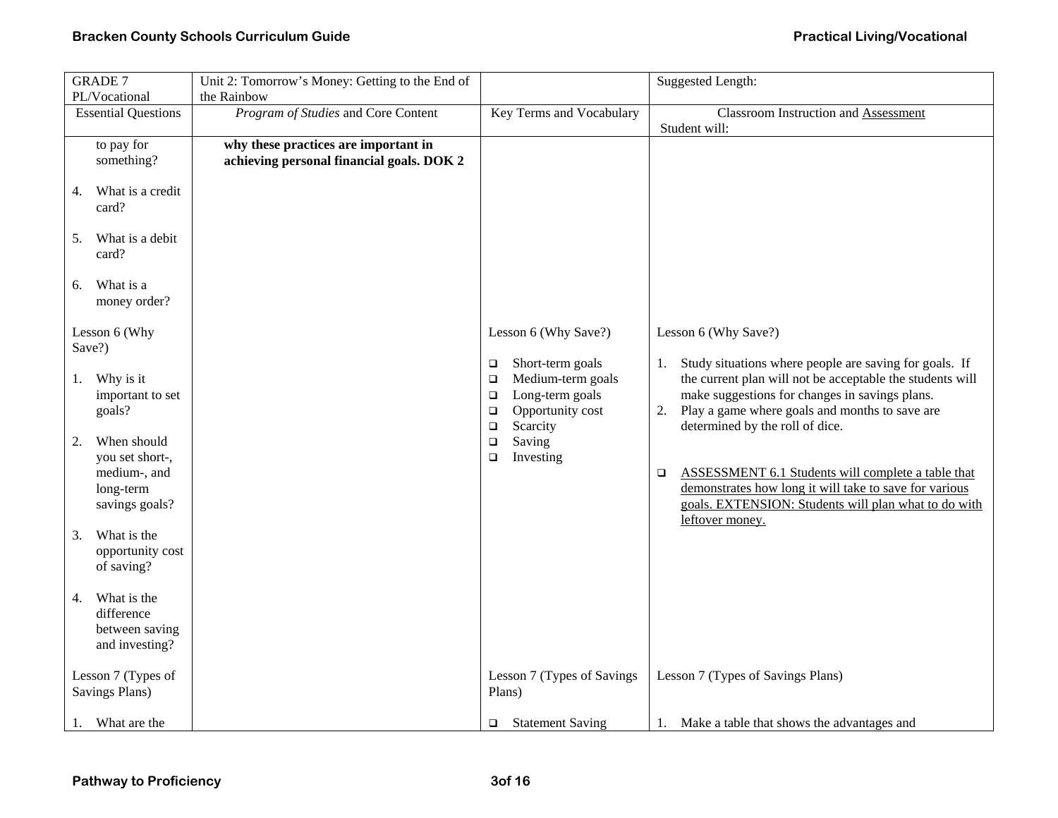| GRADE 7 PL/Vocational | Unit 2: Tomorrow's Money: Getting to the End of the Rainbow | | Suggested Length: |
|---|---|---|---|
| Essential Questions | *Program of Studies* and Core Content | Key Terms and Vocabulary | Classroom Instruction and Assessment<br>Student will: |
| to pay for something?<br><br>4. What is a credit card?<br><br>5. What is a debit card?<br><br>6. What is a money order? | **why these practices are important in achieving personal financial goals. DOK 2** | | |
| Lesson 6 (Why Save?)<br><br>1. Why is it important to set goals?<br><br>2. When should you set short-, medium-, and long-term savings goals?<br><br>3. What is the opportunity cost of saving?<br><br>4. What is the difference between saving and investing? | | Lesson 6 (Why Save?)<br><br>❑ Short-term goals<br>❑ Medium-term goals<br>❑ Long-term goals<br>❑ Opportunity cost<br>❑ Scarcity<br>❑ Saving<br>❑ Investing | Lesson 6 (Why Save?)<br><br>1. Study situations where people are saving for goals. If the current plan will not be acceptable the students will make suggestions for changes in savings plans.<br>2. Play a game where goals and months to save are determined by the roll of dice.<br><br>❑ <u>ASSESSMENT 6.1 Students will complete a table that demonstrates how long it will take to save for various goals. EXTENSION: Students will plan what to do with leftover money.</u> |
| Lesson 7 (Types of Savings Plans)<br><br>1. What are the | | Lesson 7 (Types of Savings Plans)<br><br>❑ Statement Saving | Lesson 7 (Types of Savings Plans)<br><br>1. Make a table that shows the advantages and |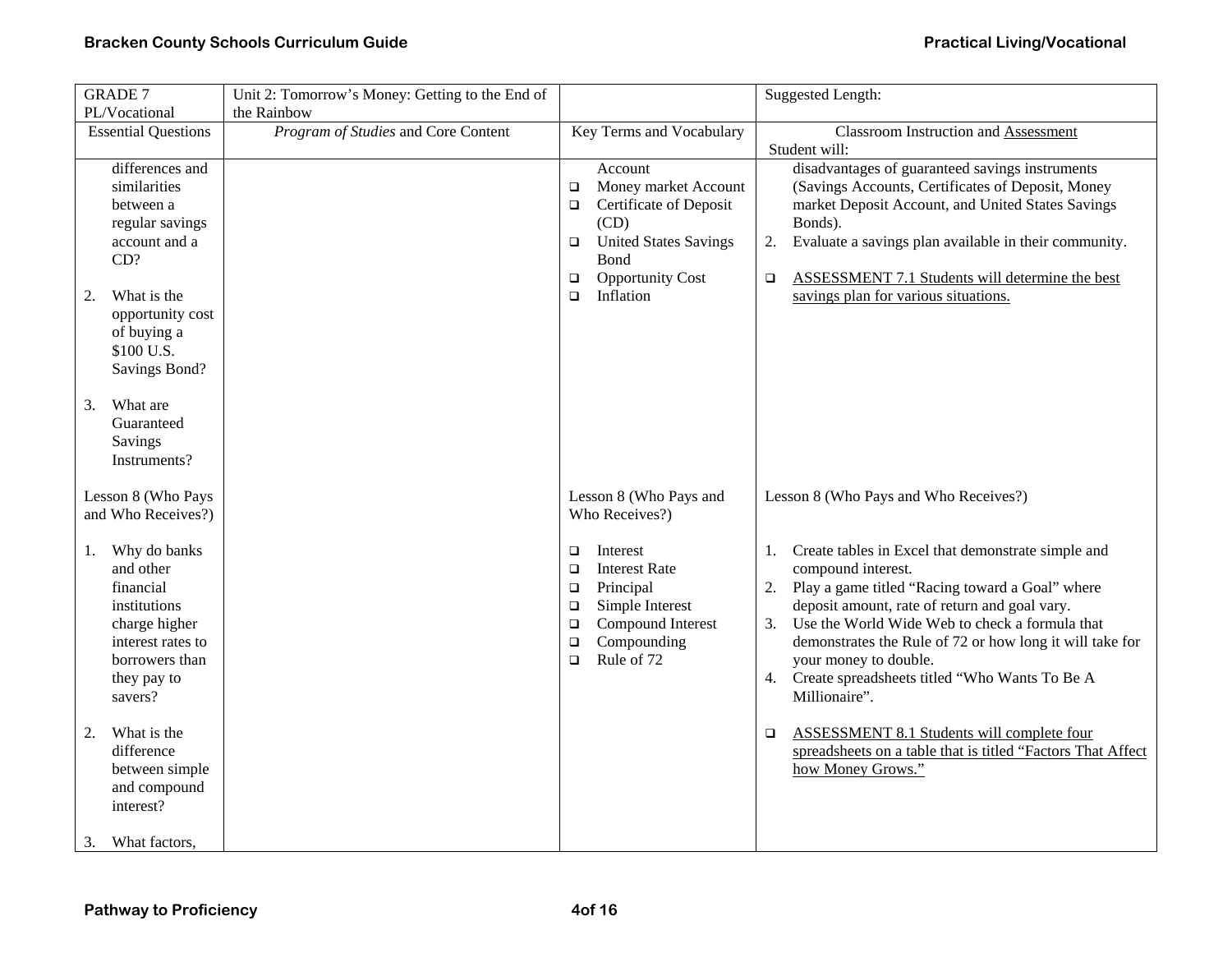| GRADE 7 PL/Vocational | Unit 2: Tomorrow's Money: Getting to the End of the Rainbow | | Suggested Length: |
|---|---|---|---|
| Essential Questions | *Program of Studies* and Core Content | Key Terms and Vocabulary | Classroom Instruction and Assessment<br>Student will: |
| differences and similarities between a regular savings account and a CD?<br><br>2. What is the opportunity cost of buying a $100 U.S. Savings Bond?<br><br>3. What are Guaranteed Savings Instruments?<br><br>Lesson 8 (Who Pays and Who Receives?)<br><br>1. Why do banks and other financial institutions charge higher interest rates to borrowers than they pay to savers?<br><br>2. What is the difference between simple and compound interest?<br><br>3. What factors, | | Account<br>❑ Money market Account<br>❑ Certificate of Deposit (CD)<br>❑ United States Savings Bond<br>❑ Opportunity Cost<br>❑ Inflation<br><br>Lesson 8 (Who Pays and Who Receives?)<br><br>❑ Interest<br>❑ Interest Rate<br>❑ Principal<br>❑ Simple Interest<br>❑ Compound Interest<br>❑ Compounding<br>❑ Rule of 72 | disadvantages of guaranteed savings instruments (Savings Accounts, Certificates of Deposit, Money market Deposit Account, and United States Savings Bonds).<br>2. Evaluate a savings plan available in their community.<br><br>❑ ASSESSMENT 7.1 Students will determine the best savings plan for various situations.<br><br>Lesson 8 (Who Pays and Who Receives?)<br><br>1. Create tables in Excel that demonstrate simple and compound interest.<br>2. Play a game titled "Racing toward a Goal" where deposit amount, rate of return and goal vary.<br>3. Use the World Wide Web to check a formula that demonstrates the Rule of 72 or how long it will take for your money to double.<br>4. Create spreadsheets titled "Who Wants To Be A Millionaire".<br><br>❑ ASSESSMENT 8.1 Students will complete four spreadsheets on a table that is titled "Factors That Affect how Money Grows." |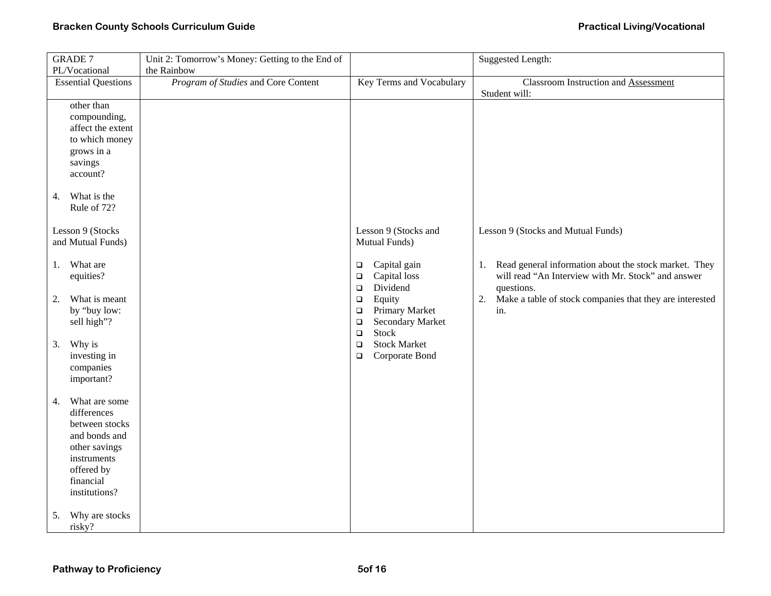| GRADE 7 PL/Vocational | Unit 2: Tomorrow's Money: Getting to the End of the Rainbow | | Suggested Length: |
|---|---|---|---|
| Essential Questions | *Program of Studies* and Core Content | Key Terms and Vocabulary | Classroom Instruction and Assessment<br>Student will: |
| other than compounding, affect the extent to which money grows in a savings account?<br><br>4. What is the Rule of 72?<br><br>Lesson 9 (Stocks and Mutual Funds)<br><br>1. What are equities?<br><br>2. What is meant by "buy low: sell high"?<br><br>3. Why is investing in companies important?<br><br>4. What are some differences between stocks and bonds and other savings instruments offered by financial institutions?<br><br>5. Why are stocks risky? | | Lesson 9 (Stocks and Mutual Funds)<br><br>❑ Capital gain<br>❑ Capital loss<br>❑ Dividend<br>❑ Equity<br>❑ Primary Market<br>❑ Secondary Market<br>❑ Stock<br>❑ Stock Market<br>❑ Corporate Bond | Lesson 9 (Stocks and Mutual Funds)<br><br>1. Read general information about the stock market. They will read "An Interview with Mr. Stock" and answer questions.<br>2. Make a table of stock companies that they are interested in. |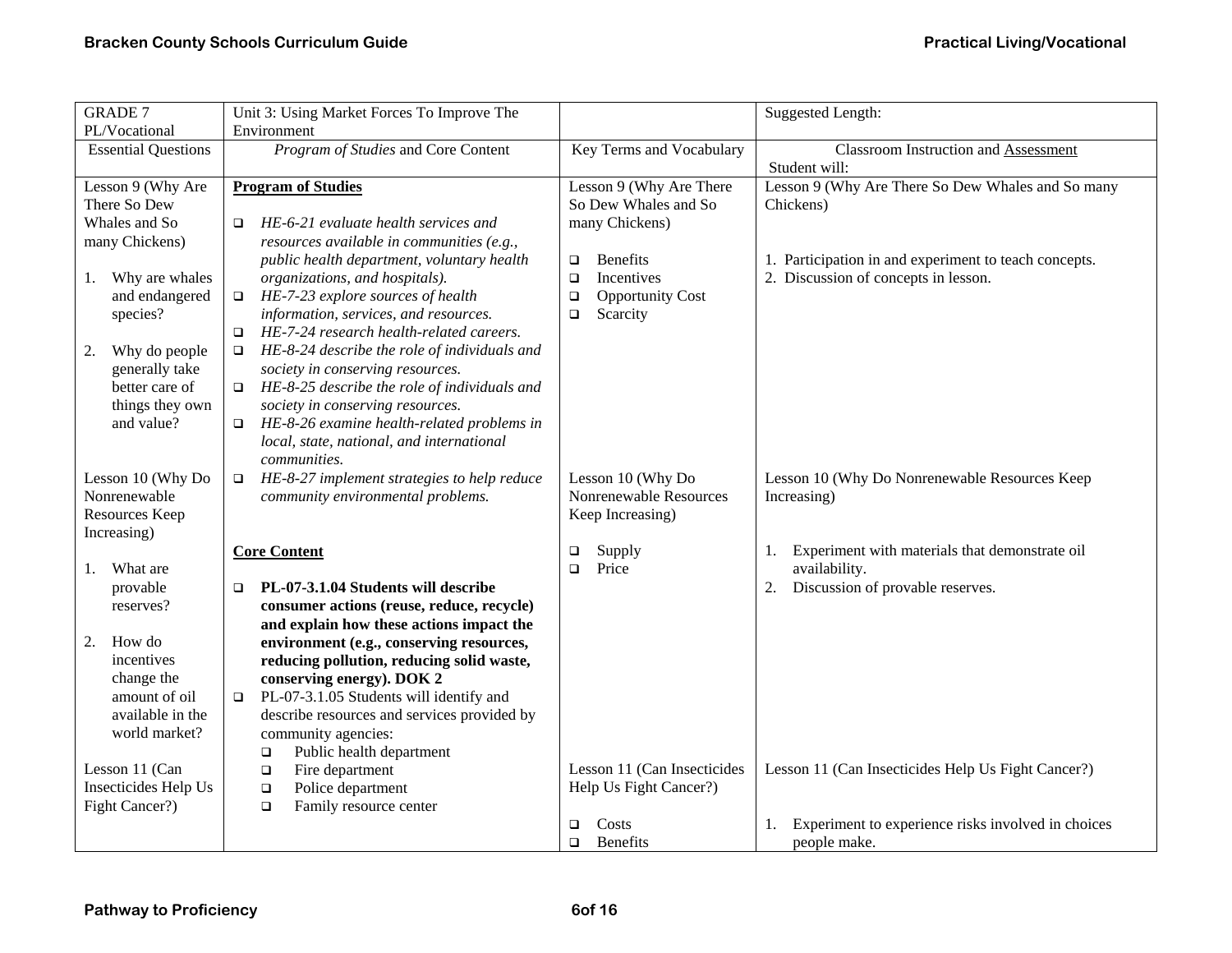| GRADE 7 PL/Vocational | Unit 3: Using Market Forces To Improve The Environment | | Suggested Length: |
|---|---|---|---|
| Essential Questions | *Program of Studies* and Core Content | Key Terms and Vocabulary | Classroom Instruction and Assessment<br>Student will: |
| Lesson 9 (Why Are There So Dew Whales and So many Chickens)<br><br>1. Why are whales and endangered species?<br><br>2. Why do people generally take better care of things they own and value? | **Program of Studies**<br><br>❑ *HE-6-21 evaluate health services and resources available in communities (e.g., public health department, voluntary health organizations, and hospitals).*<br>❑ *HE-7-23 explore sources of health information, services, and resources.*<br>❑ *HE-7-24 research health-related careers.*<br>❑ *HE-8-24 describe the role of individuals and society in conserving resources.*<br>❑ *HE-8-25 describe the role of individuals and society in conserving resources.*<br>❑ *HE-8-26 examine health-related problems in local, state, national, and international communities.* | Lesson 9 (Why Are There So Dew Whales and So many Chickens)<br><br>❑ Benefits<br>❑ Incentives<br>❑ Opportunity Cost<br>❑ Scarcity | Lesson 9 (Why Are There So Dew Whales and So many Chickens)<br><br>1. Participation in and experiment to teach concepts.<br>2. Discussion of concepts in lesson. |
| Lesson 10 (Why Do Nonrenewable Resources Keep Increasing)<br><br>1. What are provable reserves?<br><br>2. How do incentives change the amount of oil available in the world market? | ❑ *HE-8-27 implement strategies to help reduce community environmental problems.*<br><br>**Core Content**<br><br>❑ **PL-07-3.1.04 Students will describe consumer actions (reuse, reduce, recycle) and explain how these actions impact the environment (e.g., conserving resources, reducing pollution, reducing solid waste, conserving energy). DOK 2**<br>❑ PL-07-3.1.05 Students will identify and describe resources and services provided by community agencies:<br>❑ Public health department | Lesson 10 (Why Do Nonrenewable Resources Keep Increasing)<br><br>❑ Supply<br>❑ Price | Lesson 10 (Why Do Nonrenewable Resources Keep Increasing)<br><br>1. Experiment with materials that demonstrate oil availability.<br>2. Discussion of provable reserves. |
| Lesson 11 (Can Insecticides Help Us Fight Cancer?) | ❑ Fire department<br>❑ Police department<br>❑ Family resource center | Lesson 11 (Can Insecticides Help Us Fight Cancer?)<br><br>❑ Costs<br>❑ Benefits | Lesson 11 (Can Insecticides Help Us Fight Cancer?)<br><br>1. Experiment to experience risks involved in choices people make. |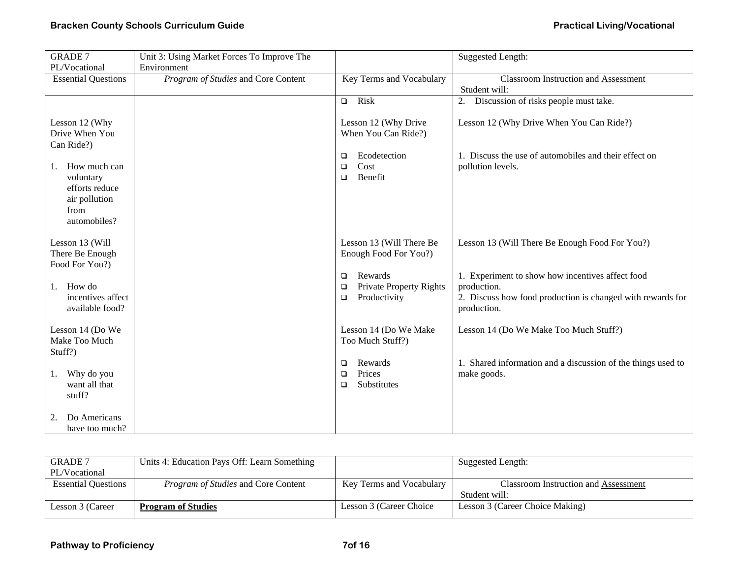| GRADE 7 PL/Vocational | Unit 3: Using Market Forces To Improve The Environment | | Suggested Length: |
|---|---|---|---|
| Essential Questions | *Program of Studies* and Core Content | Key Terms and Vocabulary | Classroom Instruction and <u>Assessment</u> Student will: |
| Lesson 12 (Why Drive When You Can Ride?)<br><br>1. How much can voluntary efforts reduce air pollution from automobiles?<br><br>Lesson 13 (Will There Be Enough Food For You?)<br><br>1. How do incentives affect available food?<br><br>Lesson 14 (Do We Make Too Much Stuff?)<br><br>1. Why do you want all that stuff?<br><br>2. Do Americans have too much? | | ❑ Risk<br><br>Lesson 12 (Why Drive When You Can Ride?)<br><br>❑ Ecodetection<br>❑ Cost<br>❑ Benefit<br><br>Lesson 13 (Will There Be Enough Food For You?)<br><br>❑ Rewards<br>❑ Private Property Rights<br>❑ Productivity<br><br>Lesson 14 (Do We Make Too Much Stuff?)<br><br>❑ Rewards<br>❑ Prices<br>❑ Substitutes | 2. Discussion of risks people must take.<br><br>Lesson 12 (Why Drive When You Can Ride?)<br><br>1. Discuss the use of automobiles and their effect on pollution levels.<br><br>Lesson 13 (Will There Be Enough Food For You?)<br><br>1. Experiment to show how incentives affect food production.<br>2. Discuss how food production is changed with rewards for production.<br><br>Lesson 14 (Do We Make Too Much Stuff?)<br><br>1. Shared information and a discussion of the things used to make goods. |

| GRADE 7 PL/Vocational | Units 4: Education Pays Off: Learn Something | | Suggested Length: |
|---|---|---|---|
| Essential Questions | *Program of Studies* and Core Content | Key Terms and Vocabulary | Classroom Instruction and <u>Assessment</u> Student will: |
| Lesson 3 (Career | **<u>Program of Studies</u>** | Lesson 3 (Career Choice | Lesson 3 (Career Choice Making) |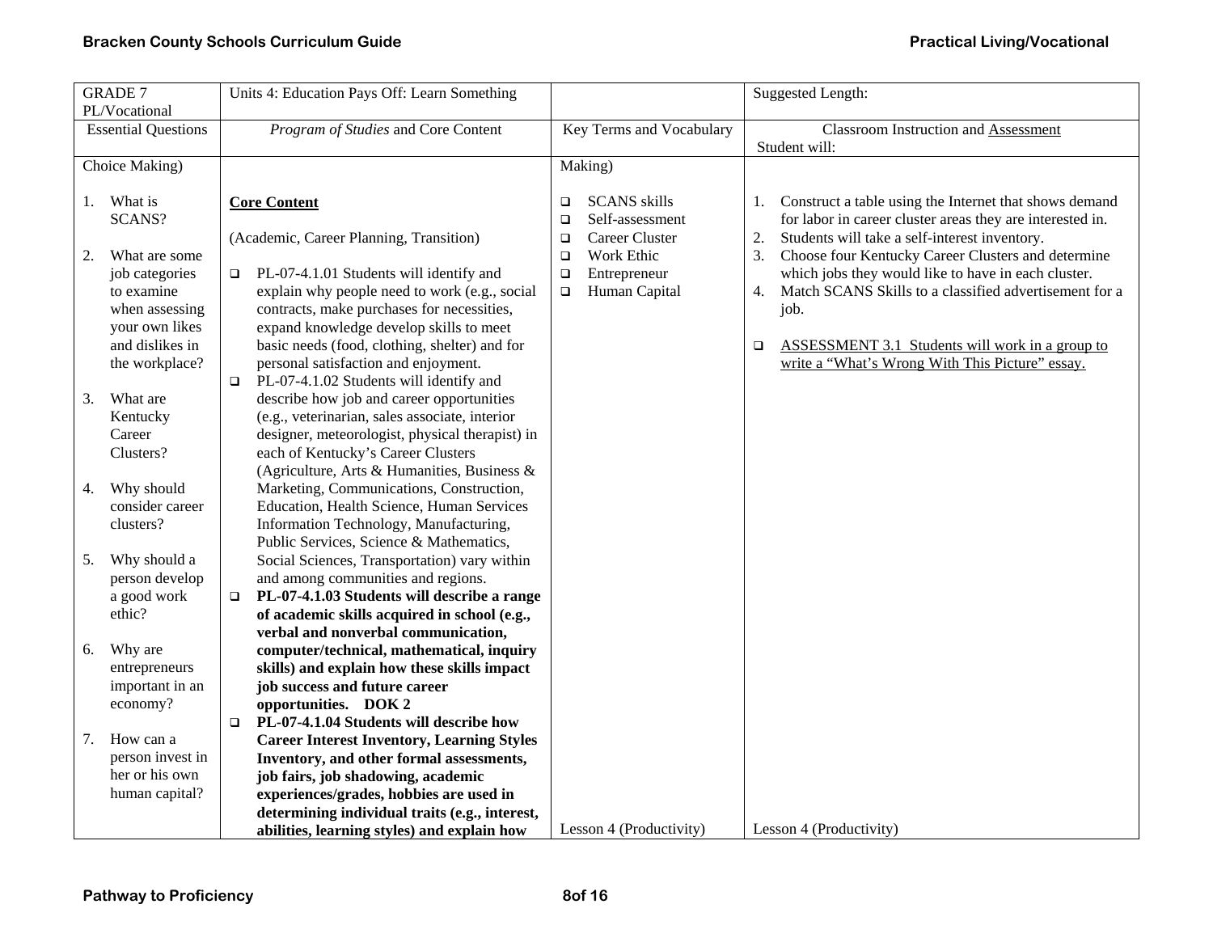| GRADE 7 PL/Vocational | Units 4: Education Pays Off: Learn Something | | Suggested Length: |
|---|---|---|---|
| Essential Questions | *Program of Studies* and Core Content | Key Terms and Vocabulary | Classroom Instruction and Assessment Student will: |
| Choice Making)<br><br>1. What is SCANS?<br><br>2. What are some job categories to examine when assessing your own likes and dislikes in the workplace?<br><br>3. What are Kentucky Career Clusters?<br><br>4. Why should consider career clusters?<br><br>5. Why should a person develop a good work ethic?<br><br>6. Why are entrepreneurs important in an economy?<br><br>7. How can a person invest in her or his own human capital? | **Core Content**<br><br>(Academic, Career Planning, Transition)<br><br>❑ PL-07-4.1.01 Students will identify and explain why people need to work (e.g., social contracts, make purchases for necessities, expand knowledge develop skills to meet basic needs (food, clothing, shelter) and for personal satisfaction and enjoyment.<br>❑ PL-07-4.1.02 Students will identify and describe how job and career opportunities (e.g., veterinarian, sales associate, interior designer, meteorologist, physical therapist) in each of Kentucky's Career Clusters (Agriculture, Arts & Humanities, Business & Marketing, Communications, Construction, Education, Health Science, Human Services Information Technology, Manufacturing, Public Services, Science & Mathematics, Social Sciences, Transportation) vary within and among communities and regions.<br>❑ **PL-07-4.1.03 Students will describe a range of academic skills acquired in school (e.g., verbal and nonverbal communication, computer/technical, mathematical, inquiry skills) and explain how these skills impact job success and future career opportunities. DOK 2**<br>❑ **PL-07-4.1.04 Students will describe how Career Interest Inventory, Learning Styles Inventory, and other formal assessments, job fairs, job shadowing, academic experiences/grades, hobbies are used in determining individual traits (e.g., interest, abilities, learning styles) and explain how** | Making)<br><br>❑ SCANS skills<br>❑ Self-assessment<br>❑ Career Cluster<br>❑ Work Ethic<br>❑ Entrepreneur<br>❑ Human Capital<br><br>Lesson 4 (Productivity) | 1. Construct a table using the Internet that shows demand for labor in career cluster areas they are interested in.<br>2. Students will take a self-interest inventory.<br>3. Choose four Kentucky Career Clusters and determine which jobs they would like to have in each cluster.<br>4. Match SCANS Skills to a classified advertisement for a job.<br><br>❑ ASSESSMENT 3.1 Students will work in a group to write a "What's Wrong With This Picture" essay.<br><br>Lesson 4 (Productivity) |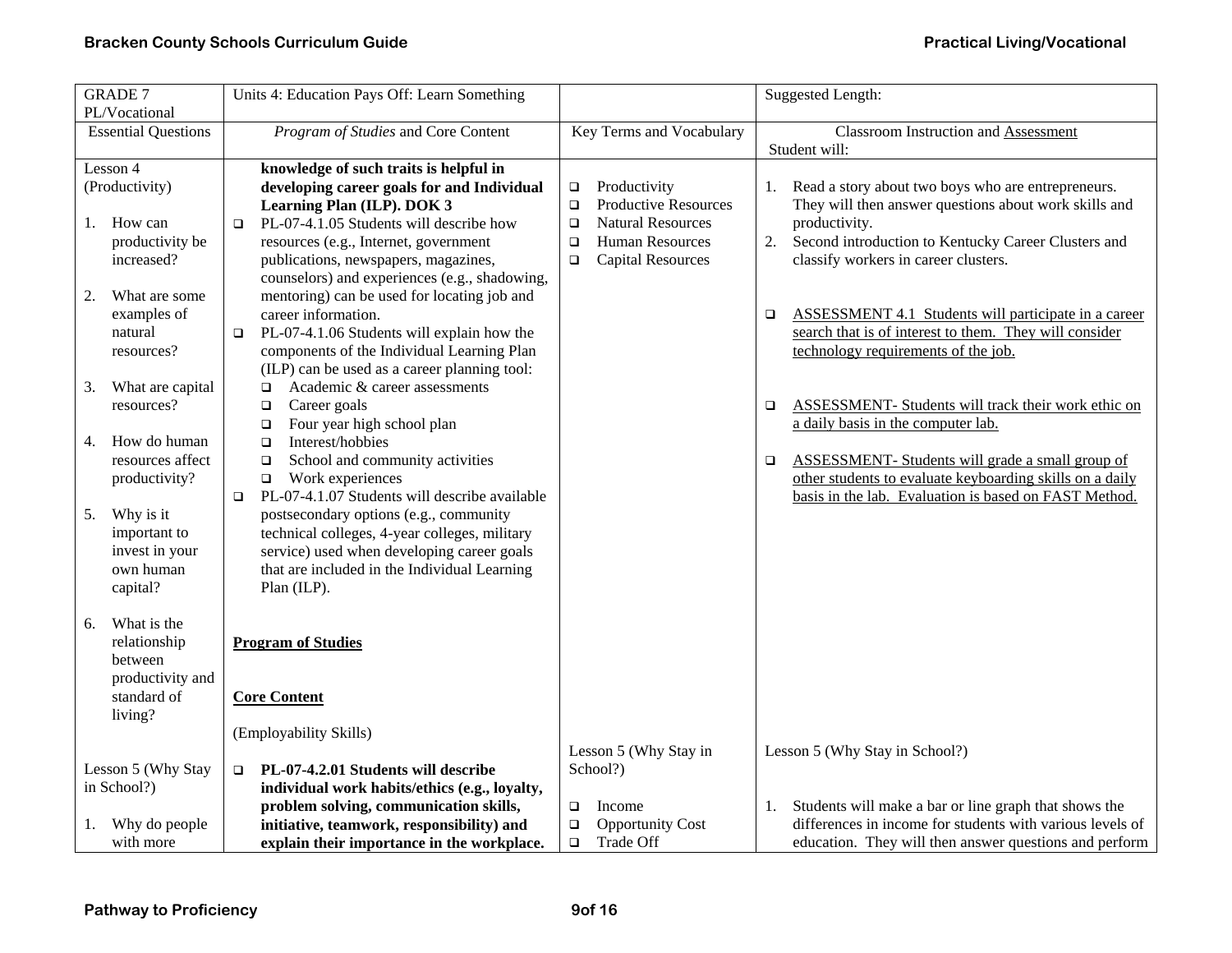| GRADE 7 PL/Vocational | Units 4: Education Pays Off: Learn Something | | Suggested Length: |
|---|---|---|---|
| Essential Questions | *Program of Studies* and Core Content | Key Terms and Vocabulary | Classroom Instruction and Assessment<br>Student will: |
| Lesson 4 (Productivity)<br><br>1. How can productivity be increased?<br><br>2. What are some examples of natural resources?<br><br>3. What are capital resources?<br><br>4. How do human resources affect productivity?<br><br>5. Why is it important to invest in your own human capital?<br><br>6. What is the relationship between productivity and standard of living? | **knowledge of such traits is helpful in developing career goals for and Individual Learning Plan (ILP). DOK 3**<br>❑ PL-07-4.1.05 Students will describe how resources (e.g., Internet, government publications, newspapers, magazines, counselors) and experiences (e.g., shadowing, mentoring) can be used for locating job and career information.<br>❑ PL-07-4.1.06 Students will explain how the components of the Individual Learning Plan (ILP) can be used as a career planning tool:<br>❑ Academic & career assessments<br>❑ Career goals<br>❑ Four year high school plan<br>❑ Interest/hobbies<br>❑ School and community activities<br>❑ Work experiences<br>❑ PL-07-4.1.07 Students will describe available postsecondary options (e.g., community technical colleges, 4-year colleges, military service) used when developing career goals that are included in the Individual Learning Plan (ILP).<br><br>**<u>Program of Studies</u>**<br><br>**<u>Core Content</u>**<br><br>(Employability Skills) | ❑ Productivity<br>❑ Productive Resources<br>❑ Natural Resources<br>❑ Human Resources<br>❑ Capital Resources | 1. Read a story about two boys who are entrepreneurs. They will then answer questions about work skills and productivity.<br>2. Second introduction to Kentucky Career Clusters and classify workers in career clusters.<br><br>❑ <u>ASSESSMENT 4.1 Students will participate in a career search that is of interest to them. They will consider technology requirements of the job.</u><br><br>❑ <u>ASSESSMENT- Students will track their work ethic on a daily basis in the computer lab.</u><br><br>❑ <u>ASSESSMENT- Students will grade a small group of other students to evaluate keyboarding skills on a daily basis in the lab. Evaluation is based on FAST Method.</u> |
| Lesson 5 (Why Stay in School?)<br><br>1. Why do people with more | ❑ **PL-07-4.2.01 Students will describe individual work habits/ethics (e.g., loyalty, problem solving, communication skills, initiative, teamwork, responsibility) and explain their importance in the workplace.** | Lesson 5 (Why Stay in School?)<br><br>❑ Income<br>❑ Opportunity Cost<br>❑ Trade Off | Lesson 5 (Why Stay in School?)<br><br>1. Students will make a bar or line graph that shows the differences in income for students with various levels of education. They will then answer questions and perform |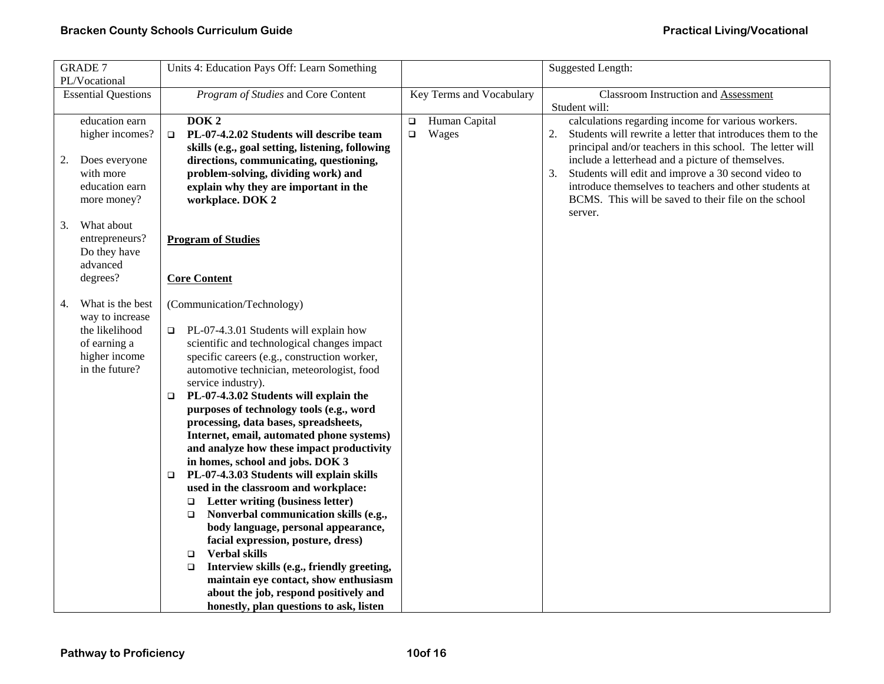| GRADE 7 PL/Vocational | Units 4: Education Pays Off: Learn Something | | Suggested Length: |
|---|---|---|---|
| Essential Questions | *Program of Studies* and Core Content | Key Terms and Vocabulary | Classroom Instruction and Assessment<br>Student will: |
| education earn higher incomes?<br><br>2. Does everyone with more education earn more money?<br><br>3. What about entrepreneurs? Do they have advanced degrees?<br><br>4. What is the best way to increase the likelihood of earning a higher income in the future? | **DOK 2**<br>❑ **PL-07-4.2.02 Students will describe team skills (e.g., goal setting, listening, following directions, communicating, questioning, problem-solving, dividing work) and explain why they are important in the workplace. DOK 2**<br><br>**Program of Studies**<br><br>**Core Content**<br><br>(Communication/Technology)<br><br>❑ PL-07-4.3.01 Students will explain how scientific and technological changes impact specific careers (e.g., construction worker, automotive technician, meteorologist, food service industry).<br>❑ **PL-07-4.3.02 Students will explain the purposes of technology tools (e.g., word processing, data bases, spreadsheets, Internet, email, automated phone systems) and analyze how these impact productivity in homes, school and jobs. DOK 3**<br>❑ **PL-07-4.3.03 Students will explain skills used in the classroom and workplace:**<br>❑ **Letter writing (business letter)**<br>❑ **Nonverbal communication skills (e.g., body language, personal appearance, facial expression, posture, dress)**<br>❑ **Verbal skills**<br>❑ **Interview skills (e.g., friendly greeting, maintain eye contact, show enthusiasm about the job, respond positively and honestly, plan questions to ask, listen** | ❑ Human Capital<br>❑ Wages | calculations regarding income for various workers.<br>2. Students will rewrite a letter that introduces them to the principal and/or teachers in this school. The letter will include a letterhead and a picture of themselves.<br>3. Students will edit and improve a 30 second video to introduce themselves to teachers and other students at BCMS. This will be saved to their file on the school server. |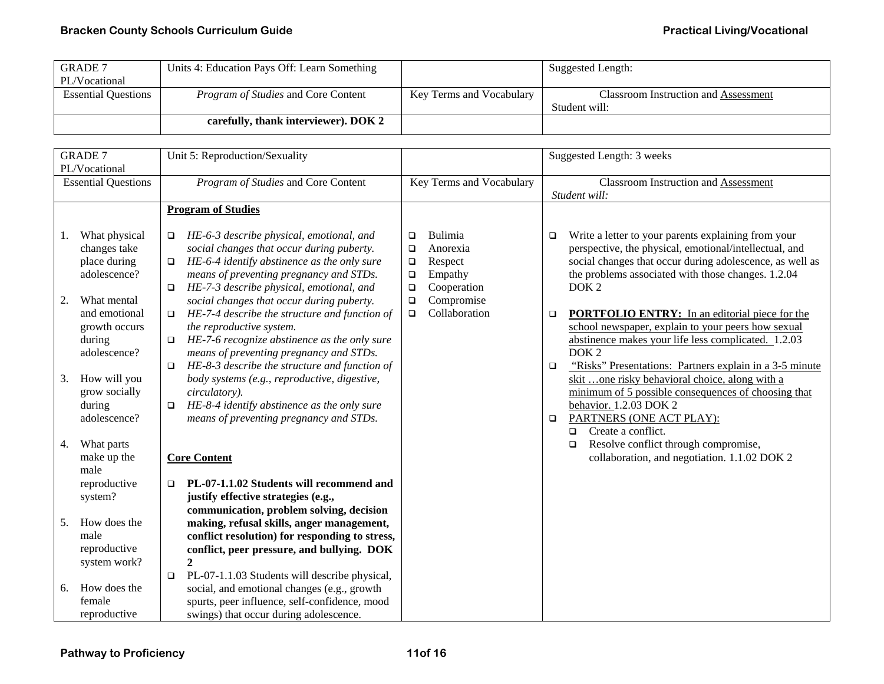| GRADE 7 PL/Vocational | Units 4: Education Pays Off: Learn Something | | Suggested Length: |
|---|---|---|---|
| Essential Questions | *Program of Studies* and Core Content | Key Terms and Vocabulary | Classroom Instruction and Assessment Student will: |
| | **carefully, thank interviewer). DOK 2** | | |

| GRADE 7 PL/Vocational | Unit 5: Reproduction/Sexuality | | Suggested Length: 3 weeks |
|---|---|---|---|
| Essential Questions | *Program of Studies* and Core Content | Key Terms and Vocabulary | Classroom Instruction and Assessment *Student will:* |
| 1. What physical changes take place during adolescence?<br><br>2. What mental and emotional growth occurs during adolescence?<br><br>3. How will you grow socially during adolescence?<br><br>4. What parts make up the male reproductive system?<br><br>5. How does the male reproductive system work?<br><br>6. How does the female reproductive | **Program of Studies**<br><br>❑ *HE-6-3 describe physical, emotional, and social changes that occur during puberty.*<br>❑ *HE-6-4 identify abstinence as the only sure means of preventing pregnancy and STDs.*<br>❑ *HE-7-3 describe physical, emotional, and social changes that occur during puberty.*<br>❑ *HE-7-4 describe the structure and function of the reproductive system.*<br>❑ *HE-7-6 recognize abstinence as the only sure means of preventing pregnancy and STDs.*<br>❑ *HE-8-3 describe the structure and function of body systems (e.g., reproductive, digestive, circulatory).*<br>❑ *HE-8-4 identify abstinence as the only sure means of preventing pregnancy and STDs.*<br><br>**Core Content**<br><br>❑ **PL-07-1.1.02 Students will recommend and justify effective strategies (e.g., communication, problem solving, decision making, refusal skills, anger management, conflict resolution) for responding to stress, conflict, peer pressure, and bullying. DOK 2**<br>❑ PL-07-1.1.03 Students will describe physical, social, and emotional changes (e.g., growth spurts, peer influence, self-confidence, mood swings) that occur during adolescence. | ❑ Bulimia<br>❑ Anorexia<br>❑ Respect<br>❑ Empathy<br>❑ Cooperation<br>❑ Compromise<br>❑ Collaboration | ❑ Write a letter to your parents explaining from your perspective, the physical, emotional/intellectual, and social changes that occur during adolescence, as well as the problems associated with those changes. 1.2.04 DOK 2<br><br>❑ **PORTFOLIO ENTRY:** In an editorial piece for the school newspaper, explain to your peers how sexual abstinence makes your life less complicated. 1.2.03 DOK 2<br>❑ "Risks" Presentations: Partners explain in a 3-5 minute skit …one risky behavioral choice, along with a minimum of 5 possible consequences of choosing that behavior. 1.2.03 DOK 2<br>❑ PARTNERS (ONE ACT PLAY):<br>&nbsp;&nbsp;❑ Create a conflict.<br>&nbsp;&nbsp;❑ Resolve conflict through compromise, collaboration, and negotiation. 1.1.02 DOK 2 |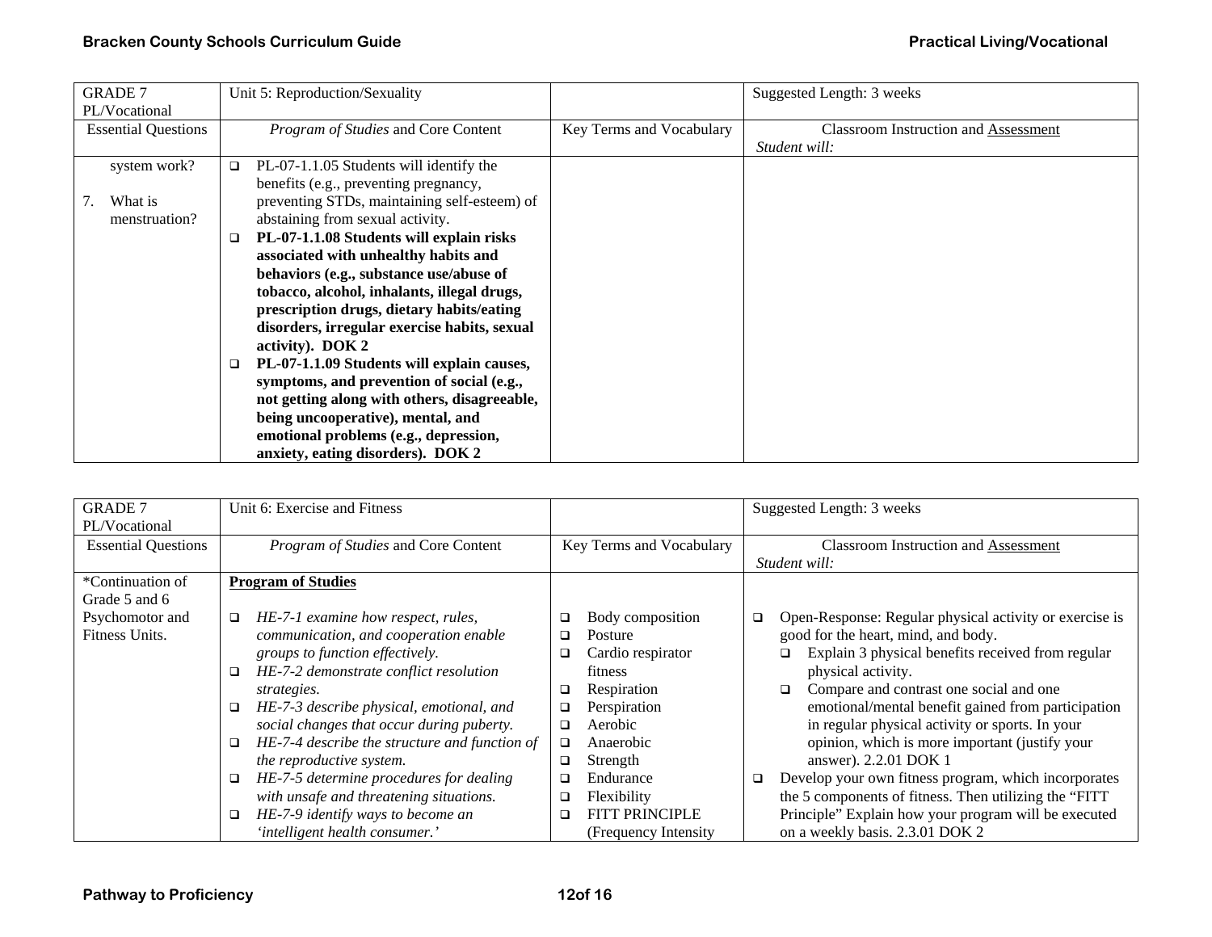| GRADE 7 PL/Vocational | Unit 5: Reproduction/Sexuality | | Suggested Length: 3 weeks |
|---|---|---|---|
| Essential Questions | *Program of Studies* and Core Content | Key Terms and Vocabulary | Classroom Instruction and Assessment *Student will:* |
| system work?<br><br>7. What is menstruation? | ❑ PL-07-1.1.05 Students will identify the benefits (e.g., preventing pregnancy, preventing STDs, maintaining self-esteem) of abstaining from sexual activity.<br>❑ **PL-07-1.1.08 Students will explain risks associated with unhealthy habits and behaviors (e.g., substance use/abuse of tobacco, alcohol, inhalants, illegal drugs, prescription drugs, dietary habits/eating disorders, irregular exercise habits, sexual activity). DOK 2**<br>❑ **PL-07-1.1.09 Students will explain causes, symptoms, and prevention of social (e.g., not getting along with others, disagreeable, being uncooperative), mental, and emotional problems (e.g., depression, anxiety, eating disorders). DOK 2** | | |

| GRADE 7 PL/Vocational | Unit 6: Exercise and Fitness | | Suggested Length: 3 weeks |
|---|---|---|---|
| Essential Questions | *Program of Studies* and Core Content | Key Terms and Vocabulary | Classroom Instruction and Assessment *Student will:* |
| *Continuation of Grade 5 and 6 Psychomotor and Fitness Units. | **<u>Program of Studies</u>**<br><br>❑ *HE-7-1 examine how respect, rules, communication, and cooperation enable groups to function effectively.*<br>❑ *HE-7-2 demonstrate conflict resolution strategies.*<br>❑ *HE-7-3 describe physical, emotional, and social changes that occur during puberty.*<br>❑ *HE-7-4 describe the structure and function of the reproductive system.*<br>❑ *HE-7-5 determine procedures for dealing with unsafe and threatening situations.*<br>❑ *HE-7-9 identify ways to become an 'intelligent health consumer.'* | ❑ Body composition<br>❑ Posture<br>❑ Cardio respirator fitness<br>❑ Respiration<br>❑ Perspiration<br>❑ Aerobic<br>❑ Anaerobic<br>❑ Strength<br>❑ Endurance<br>❑ Flexibility<br>❑ FITT PRINCIPLE (Frequency Intensity | ❑ Open-Response: Regular physical activity or exercise is good for the heart, mind, and body.<br>❑ Explain 3 physical benefits received from regular physical activity.<br>❑ Compare and contrast one social and one emotional/mental benefit gained from participation in regular physical activity or sports. In your opinion, which is more important (justify your answer). 2.2.01 DOK 1<br>❑ Develop your own fitness program, which incorporates the 5 components of fitness. Then utilizing the "FITT Principle" Explain how your program will be executed on a weekly basis. 2.3.01 DOK 2 |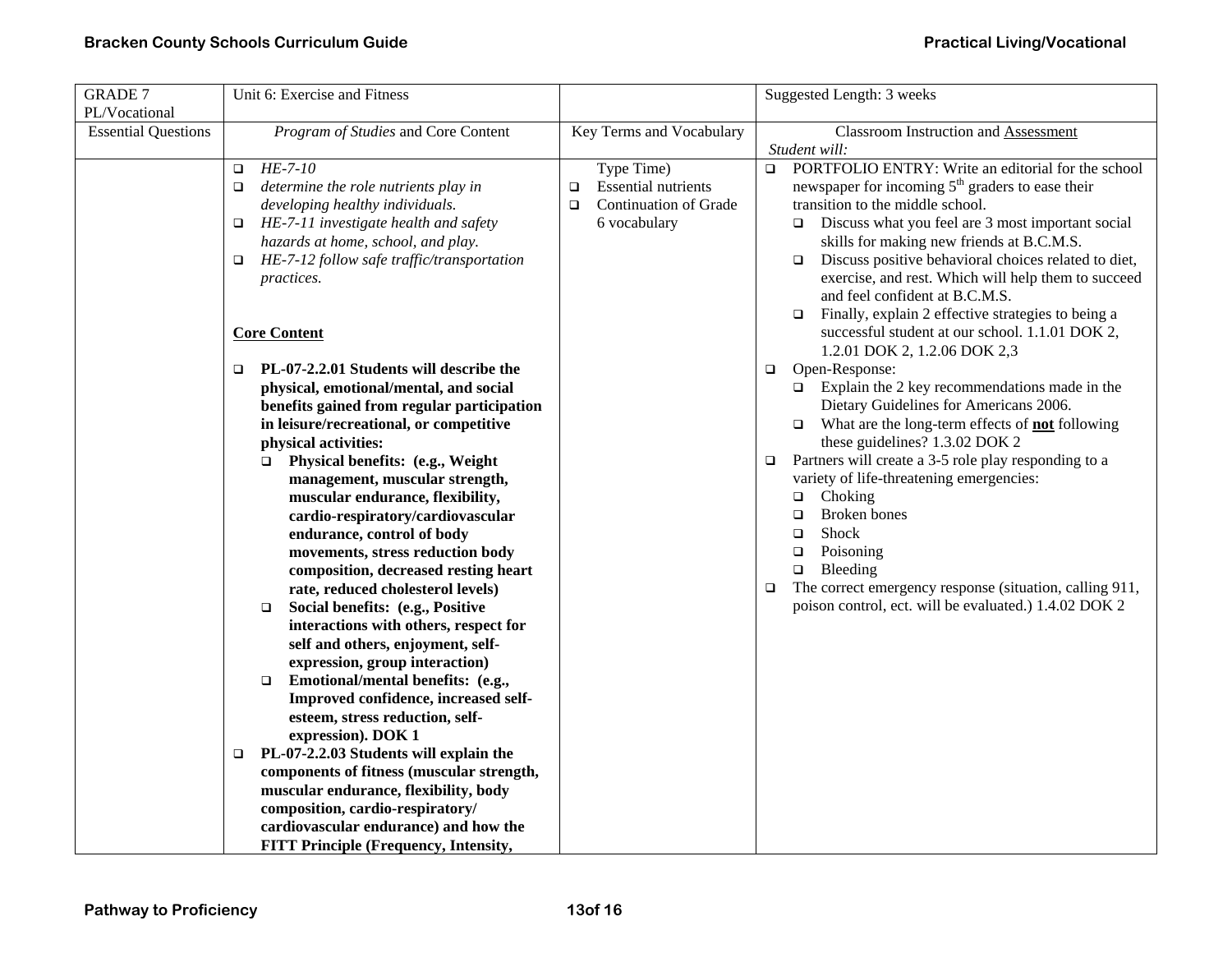| GRADE 7 PL/Vocational | Unit 6: Exercise and Fitness | | Suggested Length: 3 weeks |
|---|---|---|---|
| Essential Questions | *Program of Studies* and Core Content | Key Terms and Vocabulary | Classroom Instruction and Assessment *Student will:* |
| | ❑ *HE-7-10*<br>❑ *determine the role nutrients play in developing healthy individuals.*<br>❑ *HE-7-11 investigate health and safety hazards at home, school, and play.*<br>❑ *HE-7-12 follow safe traffic/transportation practices.*<br><br>**Core Content**<br><br>❑ **PL-07-2.2.01 Students will describe the physical, emotional/mental, and social benefits gained from regular participation in leisure/recreational, or competitive physical activities:**<br>❑ **Physical benefits: (e.g., Weight management, muscular strength, muscular endurance, flexibility, cardio-respiratory/cardiovascular endurance, control of body movements, stress reduction body composition, decreased resting heart rate, reduced cholesterol levels)**<br>❑ **Social benefits: (e.g., Positive interactions with others, respect for self and others, enjoyment, self-expression, group interaction)**<br>❑ **Emotional/mental benefits: (e.g., Improved confidence, increased self-esteem, stress reduction, self-expression). DOK 1**<br>❑ **PL-07-2.2.03 Students will explain the components of fitness (muscular strength, muscular endurance, flexibility, body composition, cardio-respiratory/ cardiovascular endurance) and how the FITT Principle (Frequency, Intensity,** | Type Time)<br>❑ Essential nutrients<br>❑ Continuation of Grade 6 vocabulary | ❑ PORTFOLIO ENTRY: Write an editorial for the school newspaper for incoming 5th graders to ease their transition to the middle school.<br>❑ Discuss what you feel are 3 most important social skills for making new friends at B.C.M.S.<br>❑ Discuss positive behavioral choices related to diet, exercise, and rest. Which will help them to succeed and feel confident at B.C.M.S.<br>❑ Finally, explain 2 effective strategies to being a successful student at our school. 1.1.01 DOK 2, 1.2.01 DOK 2, 1.2.06 DOK 2,3<br>❑ Open-Response:<br>❑ Explain the 2 key recommendations made in the Dietary Guidelines for Americans 2006.<br>❑ What are the long-term effects of **not** following these guidelines? 1.3.02 DOK 2<br>❑ Partners will create a 3-5 role play responding to a variety of life-threatening emergencies:<br>❑ Choking<br>❑ Broken bones<br>❑ Shock<br>❑ Poisoning<br>❑ Bleeding<br>❑ The correct emergency response (situation, calling 911, poison control, ect. will be evaluated.) 1.4.02 DOK 2 |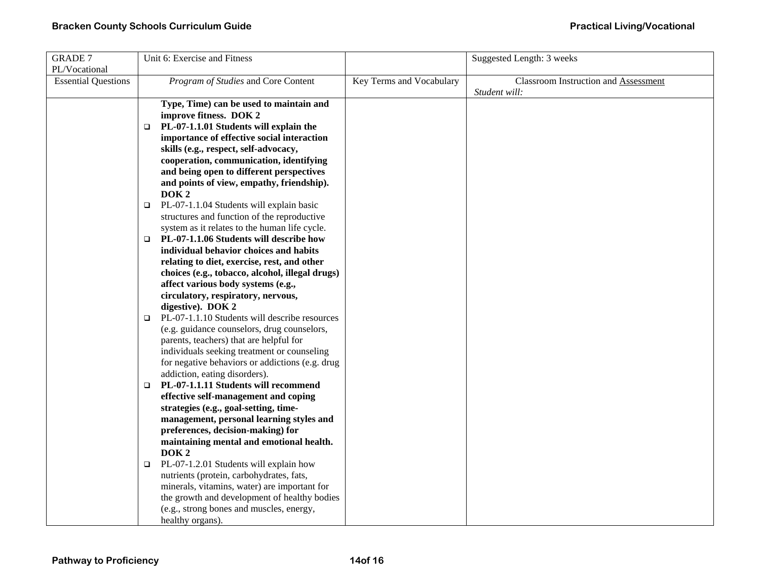| GRADE 7 PL/Vocational | Unit 6: Exercise and Fitness | | Suggested Length: 3 weeks |
|---|---|---|---|
| Essential Questions | *Program of Studies* and Core Content | Key Terms and Vocabulary | Classroom Instruction and Assessment *Student will:* |
| | **Type, Time) can be used to maintain and improve fitness. DOK 2**<br>❑ **PL-07-1.1.01 Students will explain the importance of effective social interaction skills (e.g., respect, self-advocacy, cooperation, communication, identifying and being open to different perspectives and points of view, empathy, friendship). DOK 2**<br>❑ PL-07-1.1.04 Students will explain basic structures and function of the reproductive system as it relates to the human life cycle.<br>❑ **PL-07-1.1.06 Students will describe how individual behavior choices and habits relating to diet, exercise, rest, and other choices (e.g., tobacco, alcohol, illegal drugs) affect various body systems (e.g., circulatory, respiratory, nervous, digestive). DOK 2**<br>❑ PL-07-1.1.10 Students will describe resources (e.g. guidance counselors, drug counselors, parents, teachers) that are helpful for individuals seeking treatment or counseling for negative behaviors or addictions (e.g. drug addiction, eating disorders).<br>❑ **PL-07-1.1.11 Students will recommend effective self-management and coping strategies (e.g., goal-setting, time-management, personal learning styles and preferences, decision-making) for maintaining mental and emotional health. DOK 2**<br>❑ PL-07-1.2.01 Students will explain how nutrients (protein, carbohydrates, fats, minerals, vitamins, water) are important for the growth and development of healthy bodies (e.g., strong bones and muscles, energy, healthy organs). | | |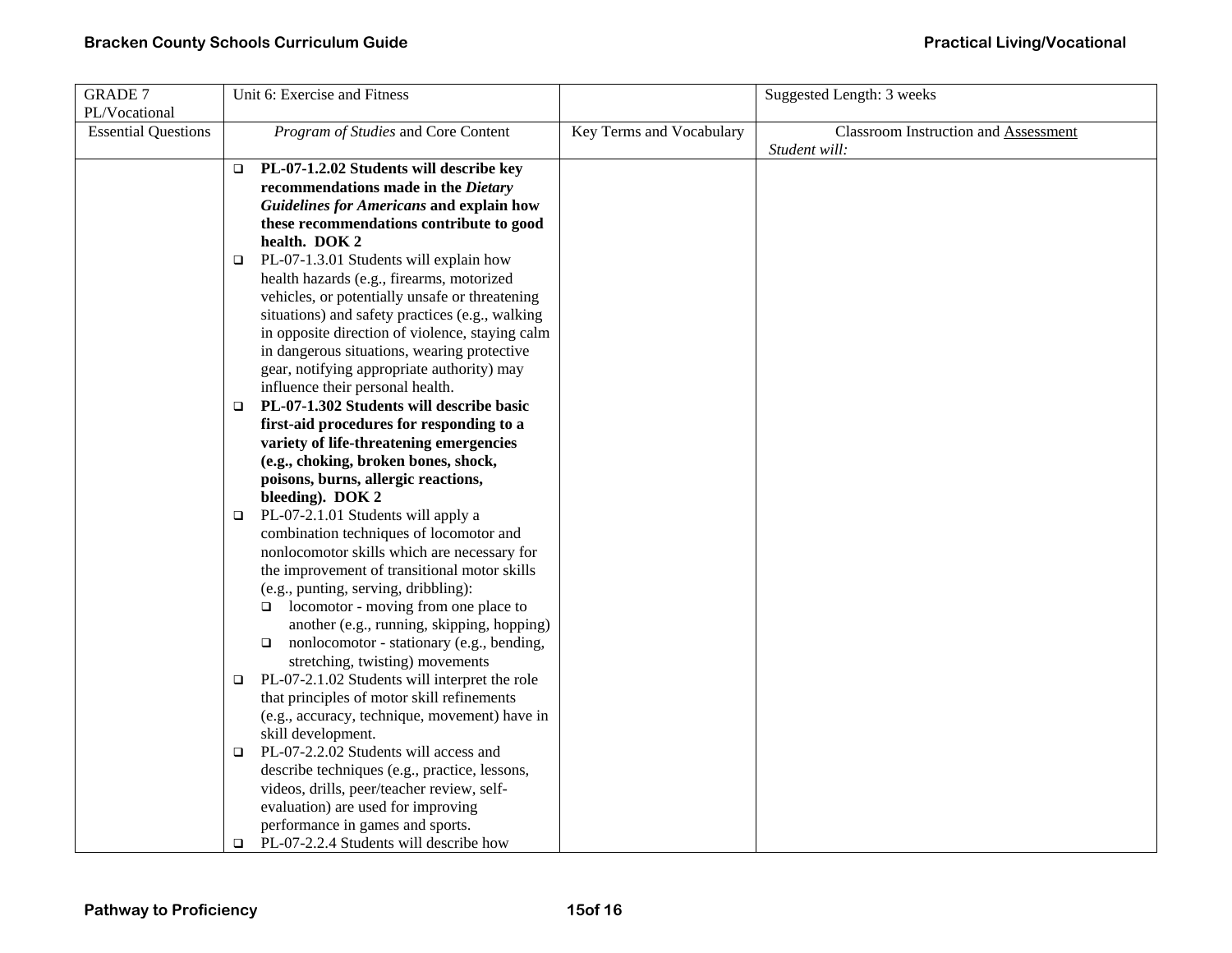| GRADE 7 PL/Vocational | Unit 6: Exercise and Fitness | | Suggested Length: 3 weeks |
|---|---|---|---|
| Essential Questions | *Program of Studies* and Core Content | Key Terms and Vocabulary | Classroom Instruction and Assessment *Student will:* |
| | ❑ **PL-07-1.2.02 Students will describe key recommendations made in the *Dietary Guidelines for Americans* and explain how these recommendations contribute to good health. DOK 2**<br>❑ PL-07-1.3.01 Students will explain how health hazards (e.g., firearms, motorized vehicles, or potentially unsafe or threatening situations) and safety practices (e.g., walking in opposite direction of violence, staying calm in dangerous situations, wearing protective gear, notifying appropriate authority) may influence their personal health.<br>❑ **PL-07-1.302 Students will describe basic first-aid procedures for responding to a variety of life-threatening emergencies (e.g., choking, broken bones, shock, poisons, burns, allergic reactions, bleeding). DOK 2**<br>❑ PL-07-2.1.01 Students will apply a combination techniques of locomotor and nonlocomotor skills which are necessary for the improvement of transitional motor skills (e.g., punting, serving, dribbling):<br>&nbsp;&nbsp;❑ locomotor - moving from one place to another (e.g., running, skipping, hopping)<br>&nbsp;&nbsp;❑ nonlocomotor - stationary (e.g., bending, stretching, twisting) movements<br>❑ PL-07-2.1.02 Students will interpret the role that principles of motor skill refinements (e.g., accuracy, technique, movement) have in skill development.<br>❑ PL-07-2.2.02 Students will access and describe techniques (e.g., practice, lessons, videos, drills, peer/teacher review, self-evaluation) are used for improving performance in games and sports.<br>❑ PL-07-2.2.4 Students will describe how | | |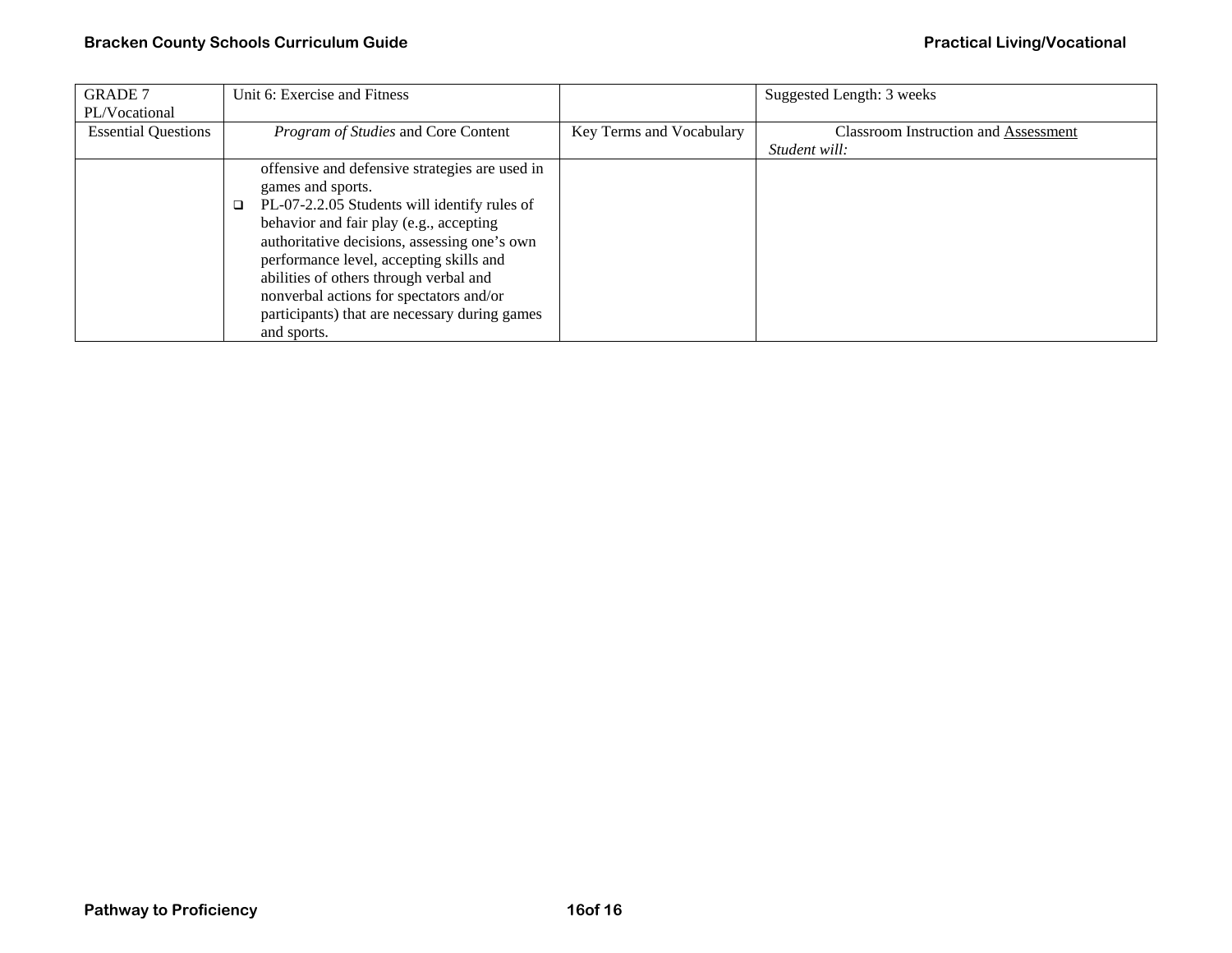| GRADE 7 PL/Vocational | Unit 6: Exercise and Fitness | | Suggested Length: 3 weeks |
|---|---|---|---|
| Essential Questions | *Program of Studies* and Core Content | Key Terms and Vocabulary | Classroom Instruction and Assessment *Student will:* |
| | offensive and defensive strategies are used in games and sports.<br>❑ PL-07-2.2.05 Students will identify rules of behavior and fair play (e.g., accepting authoritative decisions, assessing one's own performance level, accepting skills and abilities of others through verbal and nonverbal actions for spectators and/or participants) that are necessary during games and sports. | | |